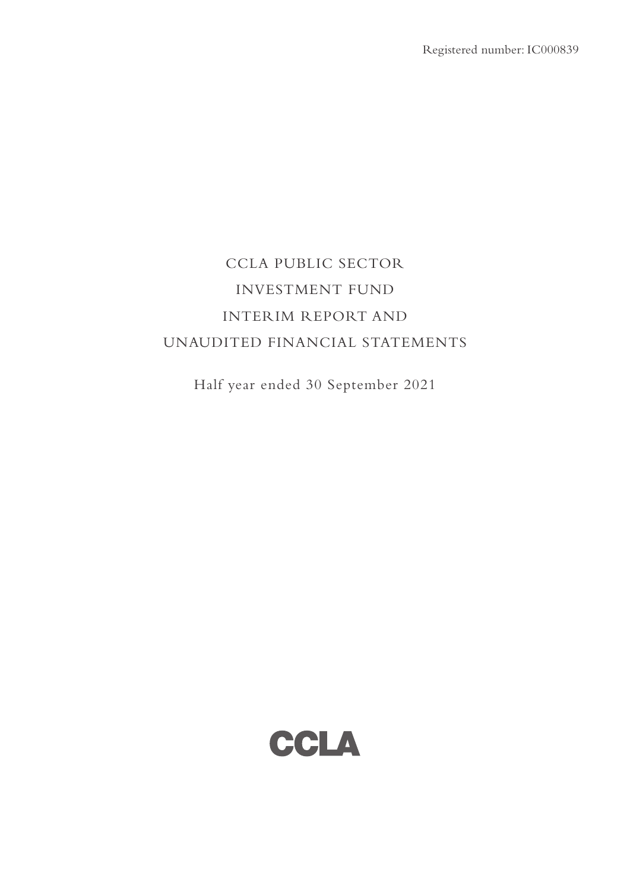Registered number: IC000839

# CCLA PUBLIC SECTOR INVESTMENT FUND INTERIM REPORT AND UNAUDITED FINANCIAL STATEMENTS

Half year ended 30 September 2021

CCLA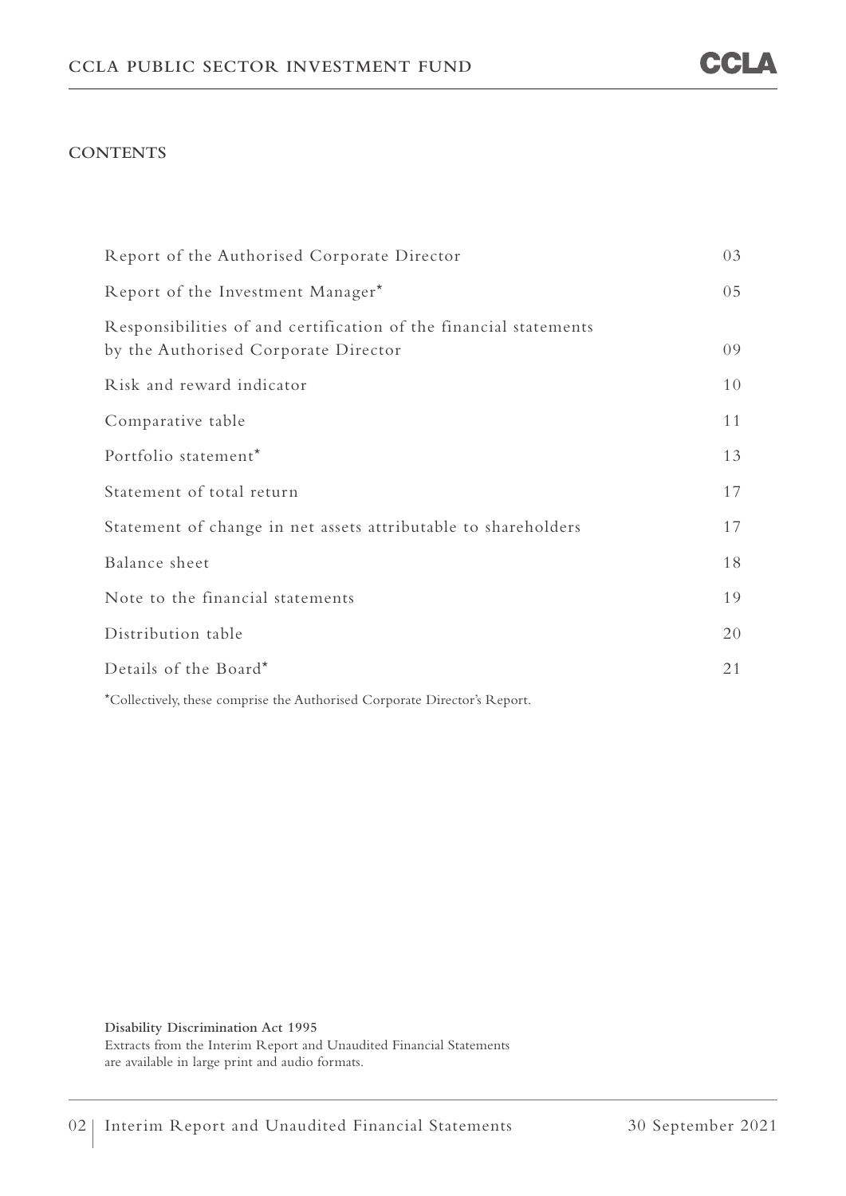# CONTENTS

| | |
|---|---|
| Report of the Authorised Corporate Director | 03 |
| Report of the Investment Manager* | 05 |
| Responsibilities of and certification of the financial statements by the Authorised Corporate Director | 09 |
| Risk and reward indicator | 10 |
| Comparative table | 11 |
| Portfolio statement* | 13 |
| Statement of total return | 17 |
| Statement of change in net assets attributable to shareholders | 17 |
| Balance sheet | 18 |
| Note to the financial statements | 19 |
| Distribution table | 20 |
| Details of the Board* | 21 |

*Collectively, these comprise the Authorised Corporate Director's Report.

**Disability Discrimination Act 1995**
Extracts from the Interim Report and Unaudited Financial Statements are available in large print and audio formats.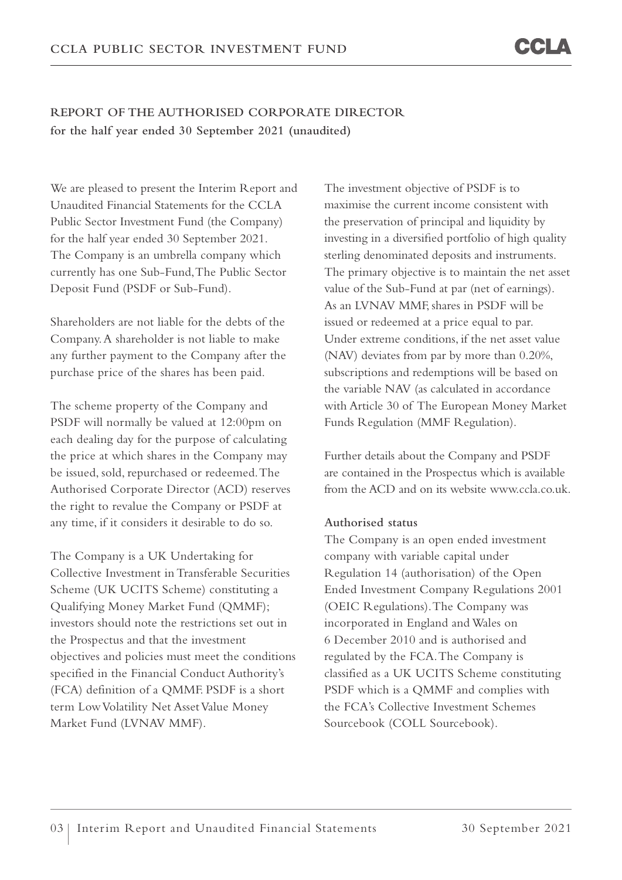## REPORT OF THE AUTHORISED CORPORATE DIRECTOR
**for the half year ended 30 September 2021 (unaudited)**

We are pleased to present the Interim Report and Unaudited Financial Statements for the CCLA Public Sector Investment Fund (the Company) for the half year ended 30 September 2021. The Company is an umbrella company which currently has one Sub-Fund, The Public Sector Deposit Fund (PSDF or Sub-Fund).

Shareholders are not liable for the debts of the Company. A shareholder is not liable to make any further payment to the Company after the purchase price of the shares has been paid.

The scheme property of the Company and PSDF will normally be valued at 12:00pm on each dealing day for the purpose of calculating the price at which shares in the Company may be issued, sold, repurchased or redeemed. The Authorised Corporate Director (ACD) reserves the right to revalue the Company or PSDF at any time, if it considers it desirable to do so.

The Company is a UK Undertaking for Collective Investment in Transferable Securities Scheme (UK UCITS Scheme) constituting a Qualifying Money Market Fund (QMMF); investors should note the restrictions set out in the Prospectus and that the investment objectives and policies must meet the conditions specified in the Financial Conduct Authority's (FCA) definition of a QMMF. PSDF is a short term Low Volatility Net Asset Value Money Market Fund (LVNAV MMF).

The investment objective of PSDF is to maximise the current income consistent with the preservation of principal and liquidity by investing in a diversified portfolio of high quality sterling denominated deposits and instruments. The primary objective is to maintain the net asset value of the Sub-Fund at par (net of earnings). As an LVNAV MMF, shares in PSDF will be issued or redeemed at a price equal to par. Under extreme conditions, if the net asset value (NAV) deviates from par by more than 0.20%, subscriptions and redemptions will be based on the variable NAV (as calculated in accordance with Article 30 of The European Money Market Funds Regulation (MMF Regulation).

Further details about the Company and PSDF are contained in the Prospectus which is available from the ACD and on its website www.ccla.co.uk.

**Authorised status**

The Company is an open ended investment company with variable capital under Regulation 14 (authorisation) of the Open Ended Investment Company Regulations 2001 (OEIC Regulations). The Company was incorporated in England and Wales on 6 December 2010 and is authorised and regulated by the FCA. The Company is classified as a UK UCITS Scheme constituting PSDF which is a QMMF and complies with the FCA's Collective Investment Schemes Sourcebook (COLL Sourcebook).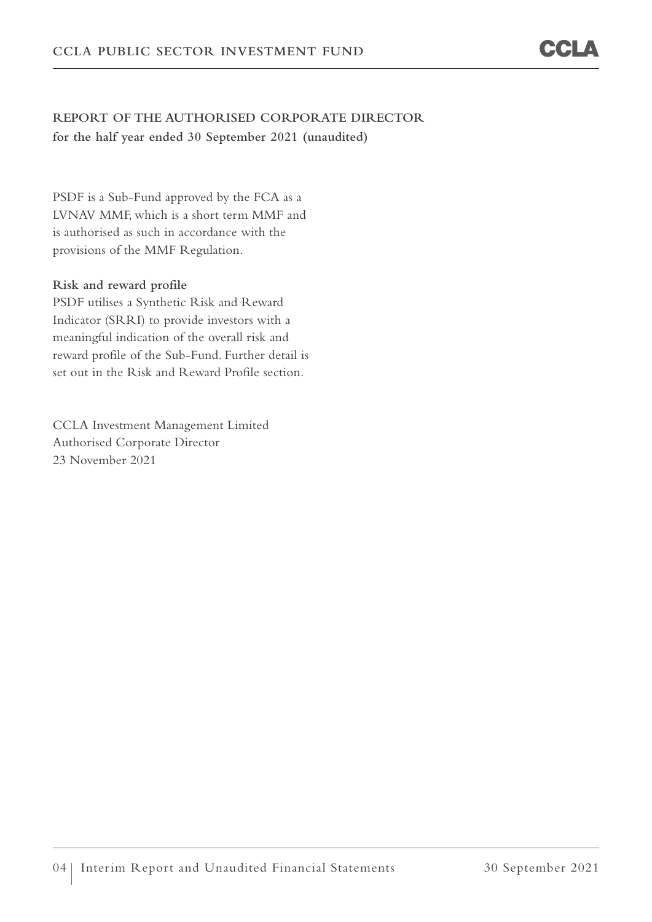## REPORT OF THE AUTHORISED CORPORATE DIRECTOR

**for the half year ended 30 September 2021 (unaudited)**

PSDF is a Sub-Fund approved by the FCA as a LVNAV MMF, which is a short term MMF and is authorised as such in accordance with the provisions of the MMF Regulation.

**Risk and reward profile**

PSDF utilises a Synthetic Risk and Reward Indicator (SRRI) to provide investors with a meaningful indication of the overall risk and reward profile of the Sub-Fund. Further detail is set out in the Risk and Reward Profile section.

CCLA Investment Management Limited
Authorised Corporate Director
23 November 2021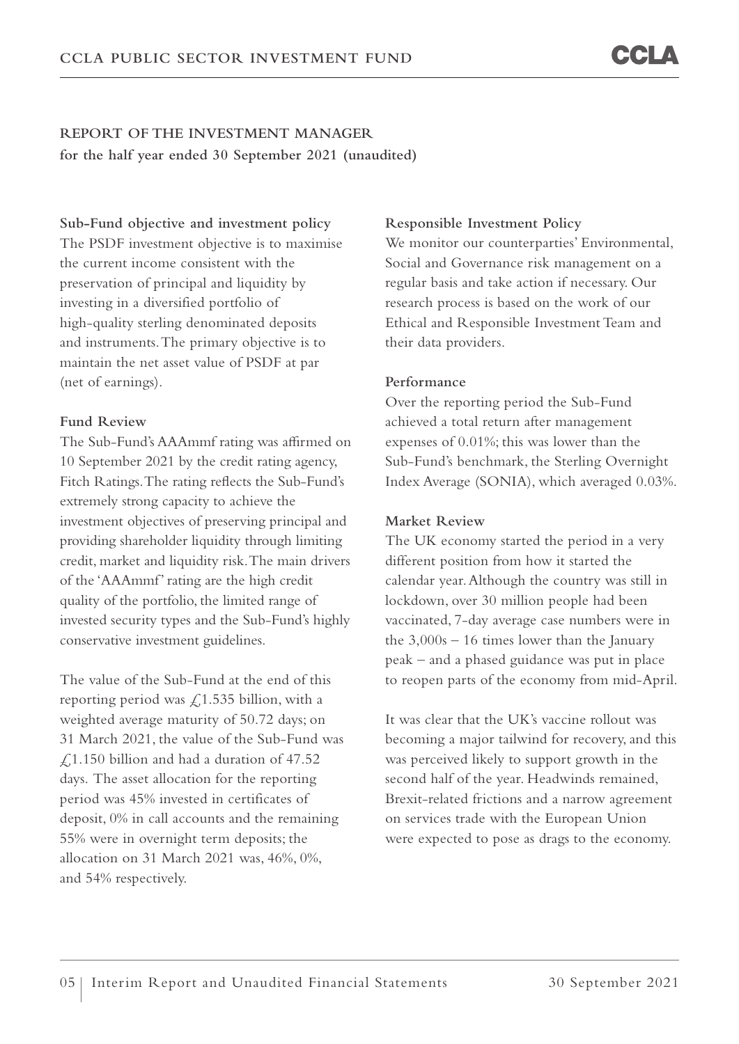## REPORT OF THE INVESTMENT MANAGER

**for the half year ended 30 September 2021 (unaudited)**

### Sub-Fund objective and investment policy

The PSDF investment objective is to maximise the current income consistent with the preservation of principal and liquidity by investing in a diversified portfolio of high-quality sterling denominated deposits and instruments. The primary objective is to maintain the net asset value of PSDF at par (net of earnings).

### Fund Review

The Sub-Fund's AAAmmf rating was affirmed on 10 September 2021 by the credit rating agency, Fitch Ratings. The rating reflects the Sub-Fund's extremely strong capacity to achieve the investment objectives of preserving principal and providing shareholder liquidity through limiting credit, market and liquidity risk. The main drivers of the 'AAAmmf' rating are the high credit quality of the portfolio, the limited range of invested security types and the Sub-Fund's highly conservative investment guidelines.

The value of the Sub-Fund at the end of this reporting period was £1.535 billion, with a weighted average maturity of 50.72 days; on 31 March 2021, the value of the Sub-Fund was £1.150 billion and had a duration of 47.52 days. The asset allocation for the reporting period was 45% invested in certificates of deposit, 0% in call accounts and the remaining 55% were in overnight term deposits; the allocation on 31 March 2021 was, 46%, 0%, and 54% respectively.

### Responsible Investment Policy

We monitor our counterparties' Environmental, Social and Governance risk management on a regular basis and take action if necessary. Our research process is based on the work of our Ethical and Responsible Investment Team and their data providers.

### Performance

Over the reporting period the Sub-Fund achieved a total return after management expenses of 0.01%; this was lower than the Sub-Fund's benchmark, the Sterling Overnight Index Average (SONIA), which averaged 0.03%.

### Market Review

The UK economy started the period in a very different position from how it started the calendar year. Although the country was still in lockdown, over 30 million people had been vaccinated, 7-day average case numbers were in the 3,000s – 16 times lower than the January peak – and a phased guidance was put in place to reopen parts of the economy from mid-April.

It was clear that the UK's vaccine rollout was becoming a major tailwind for recovery, and this was perceived likely to support growth in the second half of the year. Headwinds remained, Brexit-related frictions and a narrow agreement on services trade with the European Union were expected to pose as drags to the economy.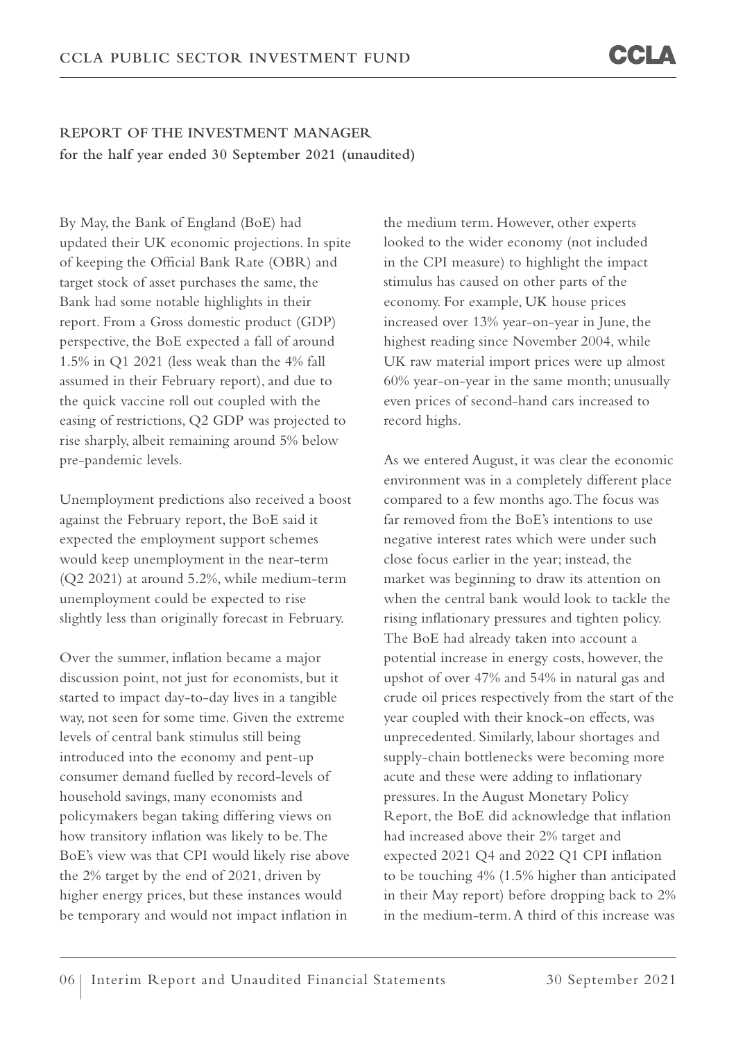## REPORT OF THE INVESTMENT MANAGER

**for the half year ended 30 September 2021 (unaudited)**

By May, the Bank of England (BoE) had updated their UK economic projections. In spite of keeping the Official Bank Rate (OBR) and target stock of asset purchases the same, the Bank had some notable highlights in their report. From a Gross domestic product (GDP) perspective, the BoE expected a fall of around 1.5% in Q1 2021 (less weak than the 4% fall assumed in their February report), and due to the quick vaccine roll out coupled with the easing of restrictions, Q2 GDP was projected to rise sharply, albeit remaining around 5% below pre-pandemic levels.

Unemployment predictions also received a boost against the February report, the BoE said it expected the employment support schemes would keep unemployment in the near-term (Q2 2021) at around 5.2%, while medium-term unemployment could be expected to rise slightly less than originally forecast in February.

Over the summer, inflation became a major discussion point, not just for economists, but it started to impact day-to-day lives in a tangible way, not seen for some time. Given the extreme levels of central bank stimulus still being introduced into the economy and pent-up consumer demand fuelled by record-levels of household savings, many economists and policymakers began taking differing views on how transitory inflation was likely to be. The BoE's view was that CPI would likely rise above the 2% target by the end of 2021, driven by higher energy prices, but these instances would be temporary and would not impact inflation in the medium term. However, other experts looked to the wider economy (not included in the CPI measure) to highlight the impact stimulus has caused on other parts of the economy. For example, UK house prices increased over 13% year-on-year in June, the highest reading since November 2004, while UK raw material import prices were up almost 60% year-on-year in the same month; unusually even prices of second-hand cars increased to record highs.

As we entered August, it was clear the economic environment was in a completely different place compared to a few months ago. The focus was far removed from the BoE's intentions to use negative interest rates which were under such close focus earlier in the year; instead, the market was beginning to draw its attention on when the central bank would look to tackle the rising inflationary pressures and tighten policy. The BoE had already taken into account a potential increase in energy costs, however, the upshot of over 47% and 54% in natural gas and crude oil prices respectively from the start of the year coupled with their knock-on effects, was unprecedented. Similarly, labour shortages and supply-chain bottlenecks were becoming more acute and these were adding to inflationary pressures. In the August Monetary Policy Report, the BoE did acknowledge that inflation had increased above their 2% target and expected 2021 Q4 and 2022 Q1 CPI inflation to be touching 4% (1.5% higher than anticipated in their May report) before dropping back to 2% in the medium-term. A third of this increase was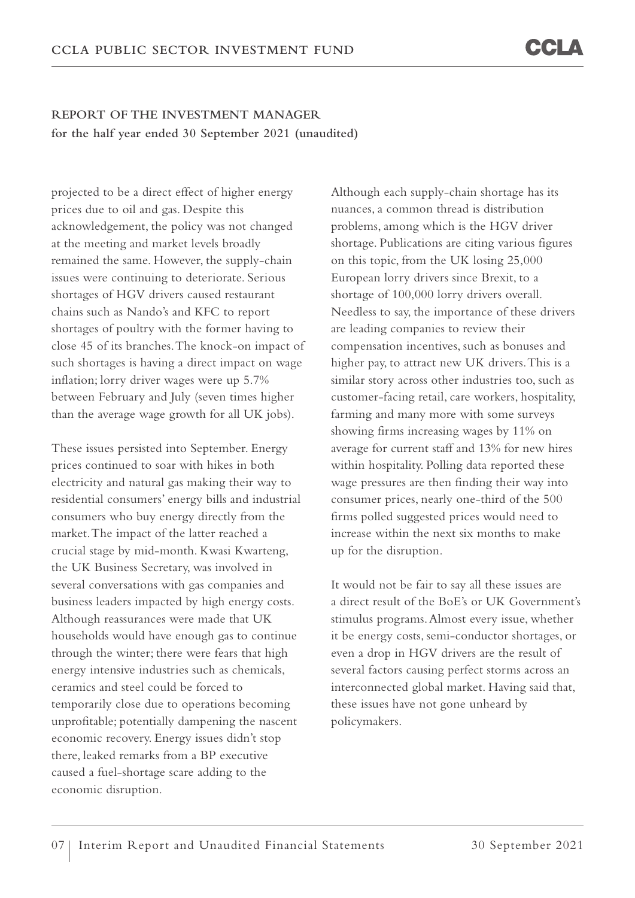## REPORT OF THE INVESTMENT MANAGER
**for the half year ended 30 September 2021 (unaudited)**

projected to be a direct effect of higher energy prices due to oil and gas. Despite this acknowledgement, the policy was not changed at the meeting and market levels broadly remained the same. However, the supply-chain issues were continuing to deteriorate. Serious shortages of HGV drivers caused restaurant chains such as Nando's and KFC to report shortages of poultry with the former having to close 45 of its branches. The knock-on impact of such shortages is having a direct impact on wage inflation; lorry driver wages were up 5.7% between February and July (seven times higher than the average wage growth for all UK jobs).

These issues persisted into September. Energy prices continued to soar with hikes in both electricity and natural gas making their way to residential consumers' energy bills and industrial consumers who buy energy directly from the market. The impact of the latter reached a crucial stage by mid-month. Kwasi Kwarteng, the UK Business Secretary, was involved in several conversations with gas companies and business leaders impacted by high energy costs. Although reassurances were made that UK households would have enough gas to continue through the winter; there were fears that high energy intensive industries such as chemicals, ceramics and steel could be forced to temporarily close due to operations becoming unprofitable; potentially dampening the nascent economic recovery. Energy issues didn't stop there, leaked remarks from a BP executive caused a fuel-shortage scare adding to the economic disruption.

Although each supply-chain shortage has its nuances, a common thread is distribution problems, among which is the HGV driver shortage. Publications are citing various figures on this topic, from the UK losing 25,000 European lorry drivers since Brexit, to a shortage of 100,000 lorry drivers overall. Needless to say, the importance of these drivers are leading companies to review their compensation incentives, such as bonuses and higher pay, to attract new UK drivers. This is a similar story across other industries too, such as customer-facing retail, care workers, hospitality, farming and many more with some surveys showing firms increasing wages by 11% on average for current staff and 13% for new hires within hospitality. Polling data reported these wage pressures are then finding their way into consumer prices, nearly one-third of the 500 firms polled suggested prices would need to increase within the next six months to make up for the disruption.

It would not be fair to say all these issues are a direct result of the BoE's or UK Government's stimulus programs. Almost every issue, whether it be energy costs, semi-conductor shortages, or even a drop in HGV drivers are the result of several factors causing perfect storms across an interconnected global market. Having said that, these issues have not gone unheard by policymakers.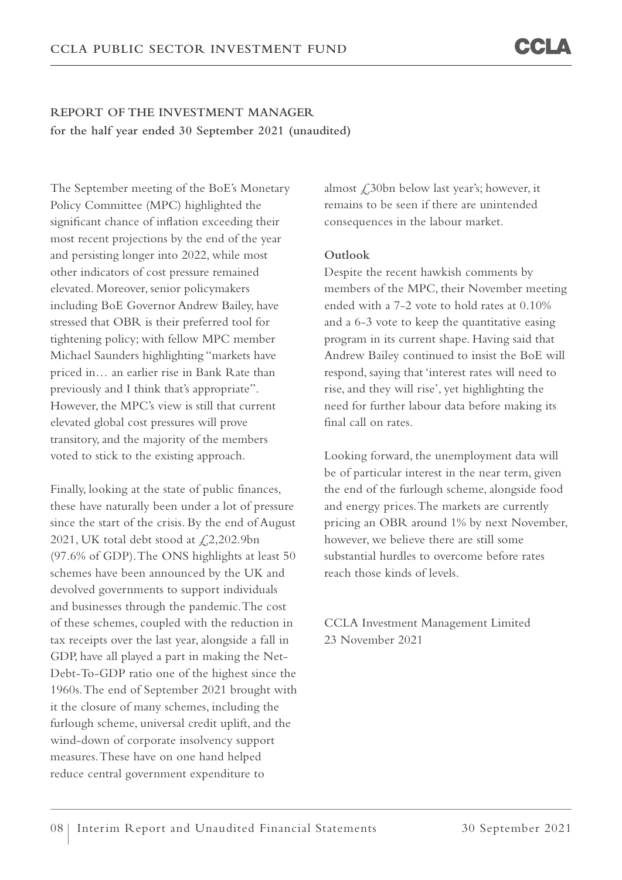## REPORT OF THE INVESTMENT MANAGER
**for the half year ended 30 September 2021 (unaudited)**

The September meeting of the BoE's Monetary Policy Committee (MPC) highlighted the significant chance of inflation exceeding their most recent projections by the end of the year and persisting longer into 2022, while most other indicators of cost pressure remained elevated. Moreover, senior policymakers including BoE Governor Andrew Bailey, have stressed that OBR is their preferred tool for tightening policy; with fellow MPC member Michael Saunders highlighting "markets have priced in… an earlier rise in Bank Rate than previously and I think that's appropriate". However, the MPC's view is still that current elevated global cost pressures will prove transitory, and the majority of the members voted to stick to the existing approach.

Finally, looking at the state of public finances, these have naturally been under a lot of pressure since the start of the crisis. By the end of August 2021, UK total debt stood at £2,202.9bn (97.6% of GDP). The ONS highlights at least 50 schemes have been announced by the UK and devolved governments to support individuals and businesses through the pandemic. The cost of these schemes, coupled with the reduction in tax receipts over the last year, alongside a fall in GDP, have all played a part in making the Net-Debt-To-GDP ratio one of the highest since the 1960s. The end of September 2021 brought with it the closure of many schemes, including the furlough scheme, universal credit uplift, and the wind-down of corporate insolvency support measures. These have on one hand helped reduce central government expenditure to almost £30bn below last year's; however, it remains to be seen if there are unintended consequences in the labour market.

**Outlook**

Despite the recent hawkish comments by members of the MPC, their November meeting ended with a 7-2 vote to hold rates at 0.10% and a 6-3 vote to keep the quantitative easing program in its current shape. Having said that Andrew Bailey continued to insist the BoE will respond, saying that 'interest rates will need to rise, and they will rise', yet highlighting the need for further labour data before making its final call on rates.

Looking forward, the unemployment data will be of particular interest in the near term, given the end of the furlough scheme, alongside food and energy prices. The markets are currently pricing an OBR around 1% by next November, however, we believe there are still some substantial hurdles to overcome before rates reach those kinds of levels.

CCLA Investment Management Limited
23 November 2021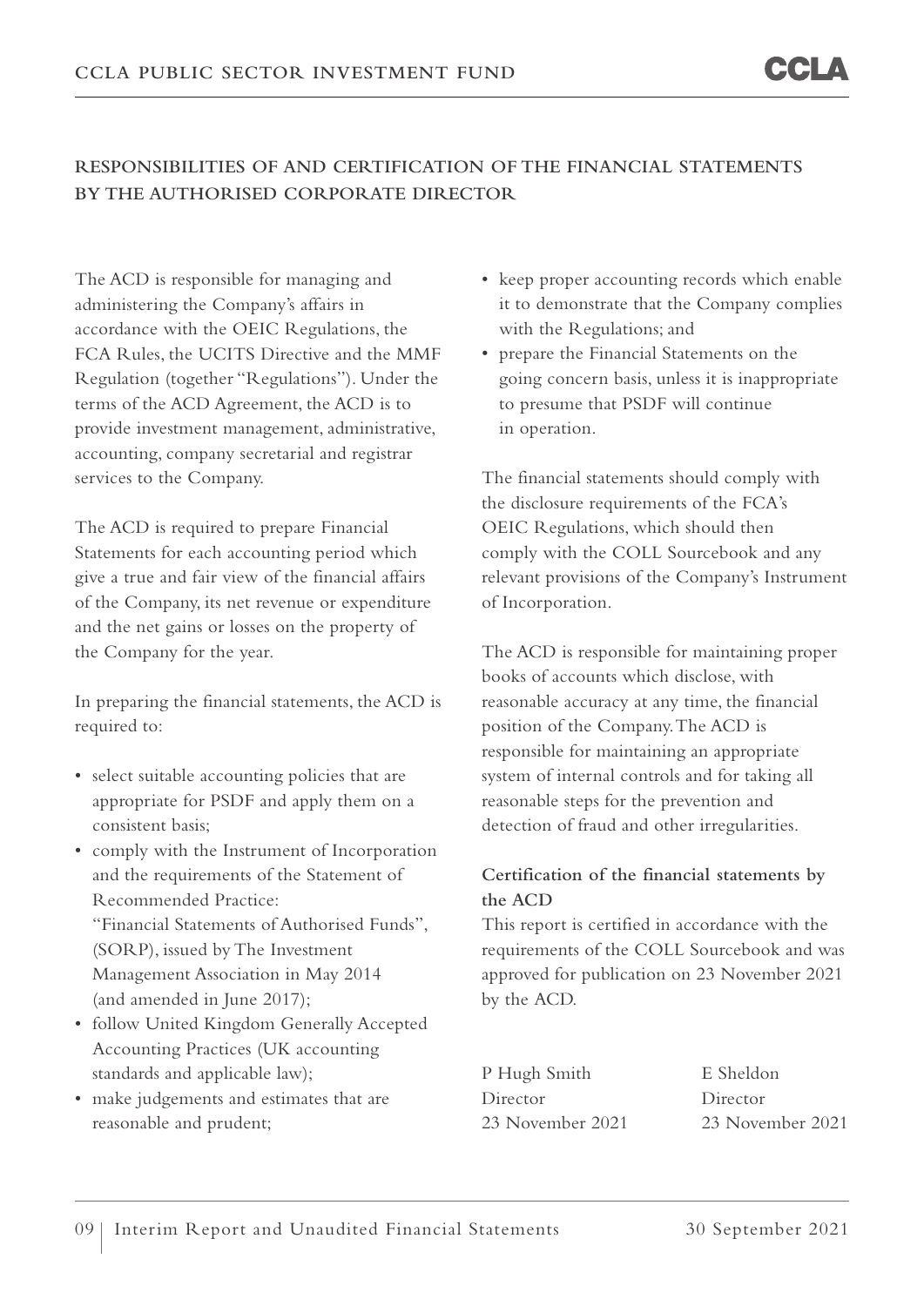## RESPONSIBILITIES OF AND CERTIFICATION OF THE FINANCIAL STATEMENTS BY THE AUTHORISED CORPORATE DIRECTOR

The ACD is responsible for managing and administering the Company's affairs in accordance with the OEIC Regulations, the FCA Rules, the UCITS Directive and the MMF Regulation (together "Regulations"). Under the terms of the ACD Agreement, the ACD is to provide investment management, administrative, accounting, company secretarial and registrar services to the Company.

The ACD is required to prepare Financial Statements for each accounting period which give a true and fair view of the financial affairs of the Company, its net revenue or expenditure and the net gains or losses on the property of the Company for the year.

In preparing the financial statements, the ACD is required to:

- select suitable accounting policies that are appropriate for PSDF and apply them on a consistent basis;
- comply with the Instrument of Incorporation and the requirements of the Statement of Recommended Practice: "Financial Statements of Authorised Funds", (SORP), issued by The Investment Management Association in May 2014 (and amended in June 2017);
- follow United Kingdom Generally Accepted Accounting Practices (UK accounting standards and applicable law);
- make judgements and estimates that are reasonable and prudent;
- keep proper accounting records which enable it to demonstrate that the Company complies with the Regulations; and
- prepare the Financial Statements on the going concern basis, unless it is inappropriate to presume that PSDF will continue in operation.

The financial statements should comply with the disclosure requirements of the FCA's OEIC Regulations, which should then comply with the COLL Sourcebook and any relevant provisions of the Company's Instrument of Incorporation.

The ACD is responsible for maintaining proper books of accounts which disclose, with reasonable accuracy at any time, the financial position of the Company. The ACD is responsible for maintaining an appropriate system of internal controls and for taking all reasonable steps for the prevention and detection of fraud and other irregularities.

**Certification of the financial statements by the ACD**

This report is certified in accordance with the requirements of the COLL Sourcebook and was approved for publication on 23 November 2021 by the ACD.

P Hugh Smith
Director
23 November 2021

E Sheldon
Director
23 November 2021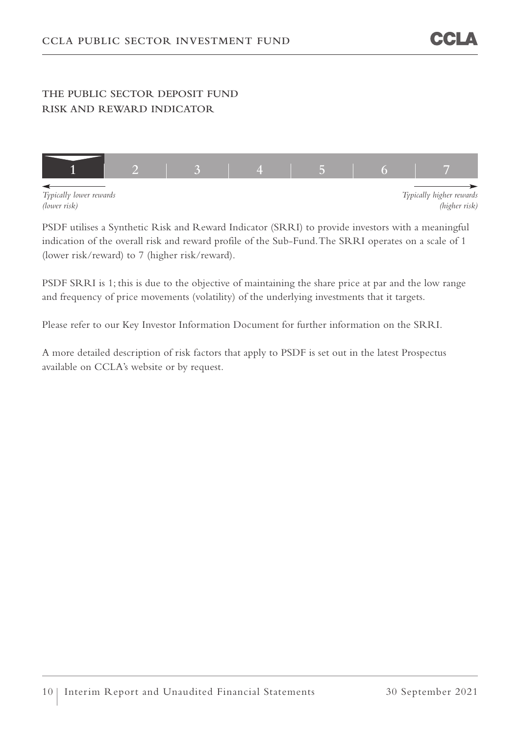## THE PUBLIC SECTOR DEPOSIT FUND
## RISK AND REWARD INDICATOR

| 1 | 2 | 3 | 4 | 5 | 6 | 7 |
|---|---|---|---|---|---|---|

*Typically lower rewards (lower risk)* ← → *Typically higher rewards (higher risk)*

PSDF utilises a Synthetic Risk and Reward Indicator (SRRI) to provide investors with a meaningful indication of the overall risk and reward profile of the Sub-Fund. The SRRI operates on a scale of 1 (lower risk/reward) to 7 (higher risk/reward).

PSDF SRRI is 1; this is due to the objective of maintaining the share price at par and the low range and frequency of price movements (volatility) of the underlying investments that it targets.

Please refer to our Key Investor Information Document for further information on the SRRI.

A more detailed description of risk factors that apply to PSDF is set out in the latest Prospectus available on CCLA's website or by request.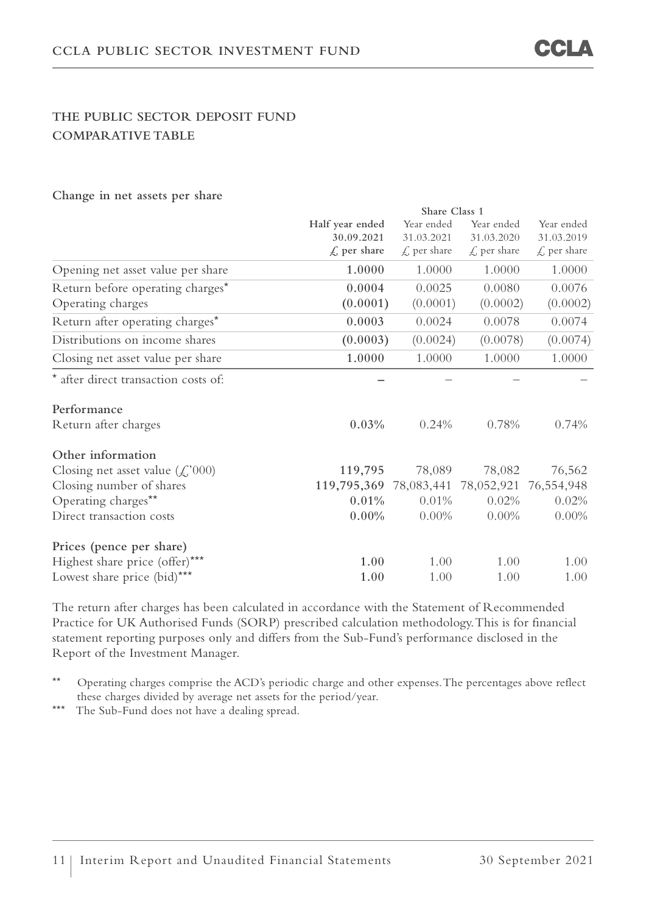## THE PUBLIC SECTOR DEPOSIT FUND
## COMPARATIVE TABLE

**Change in net assets per share**

| | Share Class 1 | | | |
|---|---|---|---|---|
| | **Half year ended 30.09.2021 £ per share** | Year ended 31.03.2021 £ per share | Year ended 31.03.2020 £ per share | Year ended 31.03.2019 £ per share |
| Opening net asset value per share | **1.0000** | 1.0000 | 1.0000 | 1.0000 |
| Return before operating charges* | **0.0004** | 0.0025 | 0.0080 | 0.0076 |
| Operating charges | **(0.0001)** | (0.0001) | (0.0002) | (0.0002) |
| Return after operating charges* | **0.0003** | 0.0024 | 0.0078 | 0.0074 |
| Distributions on income shares | **(0.0003)** | (0.0024) | (0.0078) | (0.0074) |
| Closing net asset value per share | **1.0000** | 1.0000 | 1.0000 | 1.0000 |
| * after direct transaction costs of: | **–** | – | – | – |
| **Performance** | | | | |
| Return after charges | **0.03%** | 0.24% | 0.78% | 0.74% |
| **Other information** | | | | |
| Closing net asset value (£'000) | **119,795** | 78,089 | 78,082 | 76,562 |
| Closing number of shares | **119,795,369** | 78,083,441 | 78,052,921 | 76,554,948 |
| Operating charges** | **0.01%** | 0.01% | 0.02% | 0.02% |
| Direct transaction costs | **0.00%** | 0.00% | 0.00% | 0.00% |
| **Prices (pence per share)** | | | | |
| Highest share price (offer)*** | **1.00** | 1.00 | 1.00 | 1.00 |
| Lowest share price (bid)*** | **1.00** | 1.00 | 1.00 | 1.00 |

The return after charges has been calculated in accordance with the Statement of Recommended Practice for UK Authorised Funds (SORP) prescribed calculation methodology. This is for financial statement reporting purposes only and differs from the Sub-Fund's performance disclosed in the Report of the Investment Manager.

** Operating charges comprise the ACD's periodic charge and other expenses. The percentages above reflect these charges divided by average net assets for the period/year.

*** The Sub-Fund does not have a dealing spread.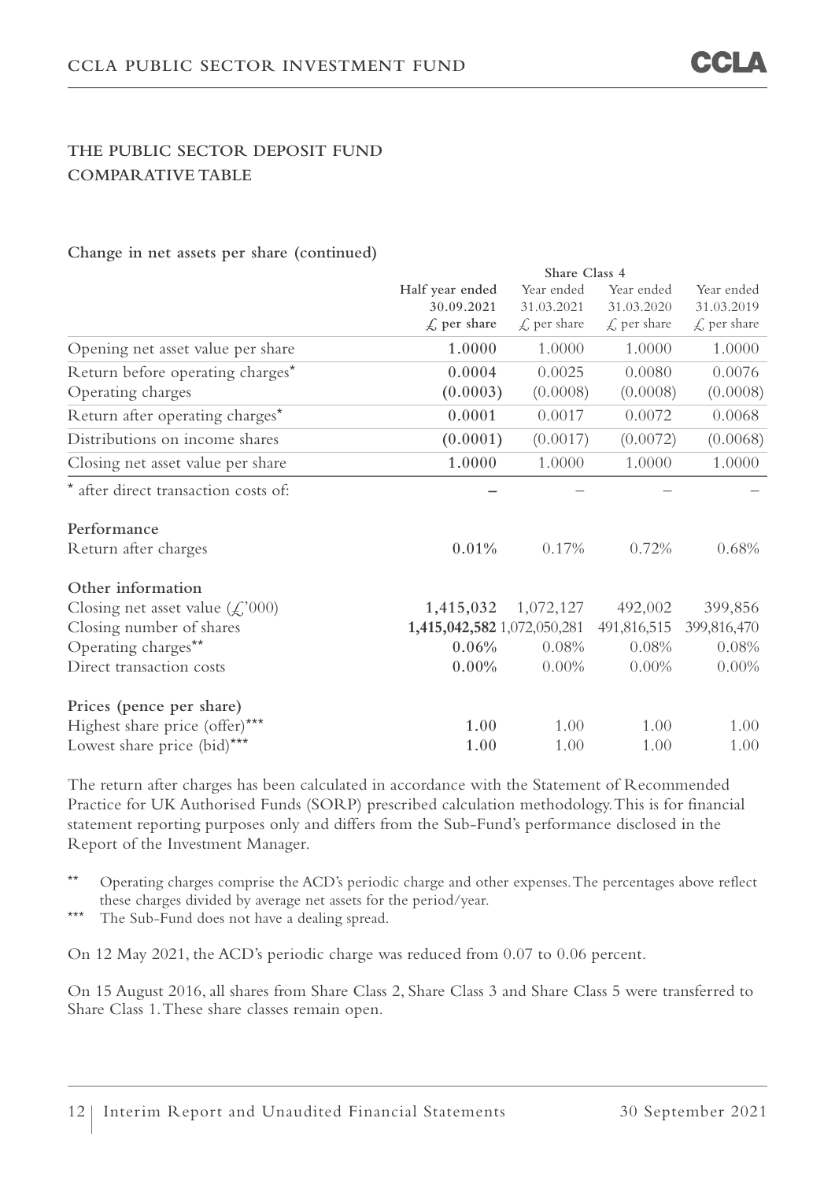## THE PUBLIC SECTOR DEPOSIT FUND
## COMPARATIVE TABLE

**Change in net assets per share (continued)**

| | Share Class 4 | | | |
|---|---|---|---|---|
| | **Half year ended 30.09.2021 £ per share** | Year ended 31.03.2021 £ per share | Year ended 31.03.2020 £ per share | Year ended 31.03.2019 £ per share |
| Opening net asset value per share | **1.0000** | 1.0000 | 1.0000 | 1.0000 |
| Return before operating charges* | **0.0004** | 0.0025 | 0.0080 | 0.0076 |
| Operating charges | **(0.0003)** | (0.0008) | (0.0008) | (0.0008) |
| Return after operating charges* | **0.0001** | 0.0017 | 0.0072 | 0.0068 |
| Distributions on income shares | **(0.0001)** | (0.0017) | (0.0072) | (0.0068) |
| Closing net asset value per share | **1.0000** | 1.0000 | 1.0000 | 1.0000 |
| * after direct transaction costs of: | **–** | – | – | – |
| **Performance** | | | | |
| Return after charges | **0.01%** | 0.17% | 0.72% | 0.68% |
| **Other information** | | | | |
| Closing net asset value (£'000) | **1,415,032** | 1,072,127 | 492,002 | 399,856 |
| Closing number of shares | **1,415,042,582** | 1,072,050,281 | 491,816,515 | 399,816,470 |
| Operating charges** | **0.06%** | 0.08% | 0.08% | 0.08% |
| Direct transaction costs | **0.00%** | 0.00% | 0.00% | 0.00% |
| **Prices (pence per share)** | | | | |
| Highest share price (offer)*** | **1.00** | 1.00 | 1.00 | 1.00 |
| Lowest share price (bid)*** | **1.00** | 1.00 | 1.00 | 1.00 |

The return after charges has been calculated in accordance with the Statement of Recommended Practice for UK Authorised Funds (SORP) prescribed calculation methodology. This is for financial statement reporting purposes only and differs from the Sub-Fund's performance disclosed in the Report of the Investment Manager.

** Operating charges comprise the ACD's periodic charge and other expenses. The percentages above reflect these charges divided by average net assets for the period/year.

*** The Sub-Fund does not have a dealing spread.

On 12 May 2021, the ACD's periodic charge was reduced from 0.07 to 0.06 percent.

On 15 August 2016, all shares from Share Class 2, Share Class 3 and Share Class 5 were transferred to Share Class 1. These share classes remain open.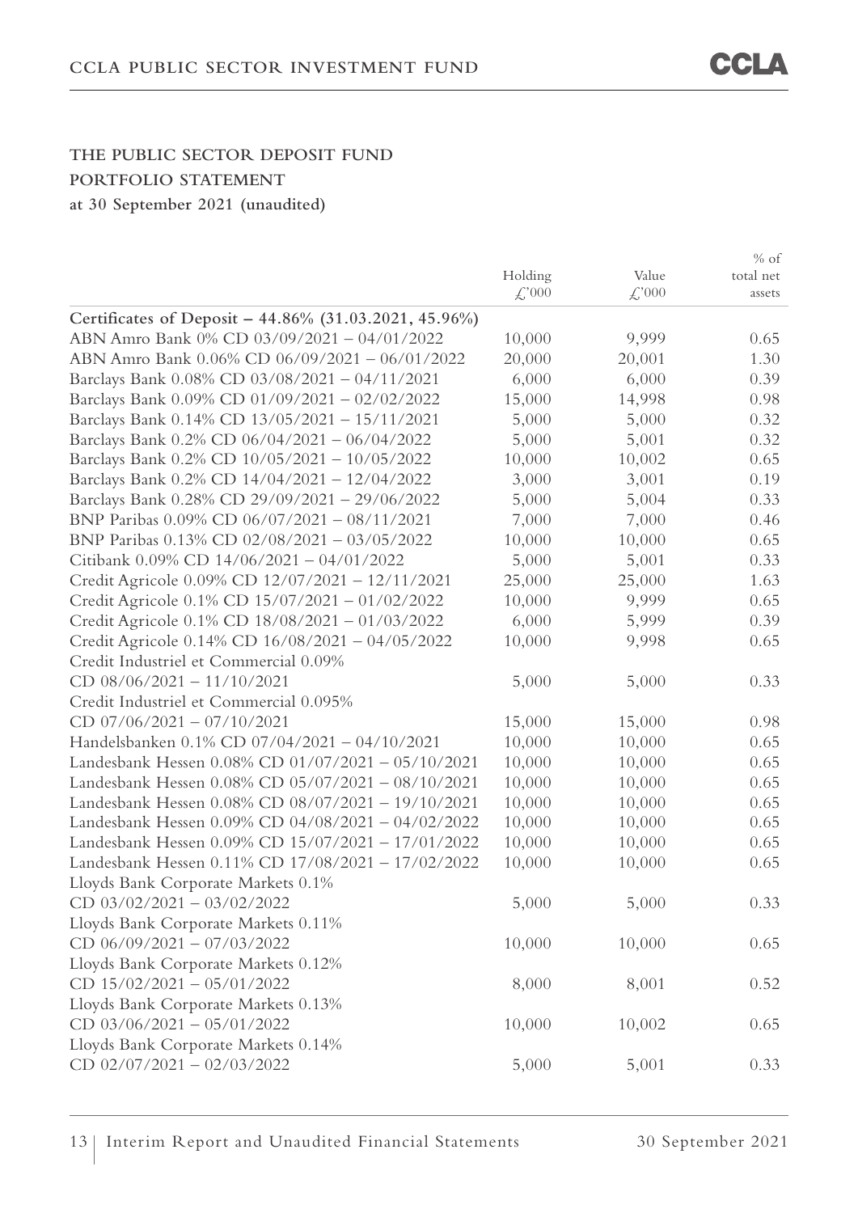# THE PUBLIC SECTOR DEPOSIT FUND

## PORTFOLIO STATEMENT

**at 30 September 2021 (unaudited)**

| | Holding £'000 | Value £'000 | % of total net assets |
|---|---|---|---|
| **Certificates of Deposit – 44.86% (31.03.2021, 45.96%)** | | | |
| ABN Amro Bank 0% CD 03/09/2021 – 04/01/2022 | 10,000 | 9,999 | 0.65 |
| ABN Amro Bank 0.06% CD 06/09/2021 – 06/01/2022 | 20,000 | 20,001 | 1.30 |
| Barclays Bank 0.08% CD 03/08/2021 – 04/11/2021 | 6,000 | 6,000 | 0.39 |
| Barclays Bank 0.09% CD 01/09/2021 – 02/02/2022 | 15,000 | 14,998 | 0.98 |
| Barclays Bank 0.14% CD 13/05/2021 – 15/11/2021 | 5,000 | 5,000 | 0.32 |
| Barclays Bank 0.2% CD 06/04/2021 – 06/04/2022 | 5,000 | 5,001 | 0.32 |
| Barclays Bank 0.2% CD 10/05/2021 – 10/05/2022 | 10,000 | 10,002 | 0.65 |
| Barclays Bank 0.2% CD 14/04/2021 – 12/04/2022 | 3,000 | 3,001 | 0.19 |
| Barclays Bank 0.28% CD 29/09/2021 – 29/06/2022 | 5,000 | 5,004 | 0.33 |
| BNP Paribas 0.09% CD 06/07/2021 – 08/11/2021 | 7,000 | 7,000 | 0.46 |
| BNP Paribas 0.13% CD 02/08/2021 – 03/05/2022 | 10,000 | 10,000 | 0.65 |
| Citibank 0.09% CD 14/06/2021 – 04/01/2022 | 5,000 | 5,001 | 0.33 |
| Credit Agricole 0.09% CD 12/07/2021 – 12/11/2021 | 25,000 | 25,000 | 1.63 |
| Credit Agricole 0.1% CD 15/07/2021 – 01/02/2022 | 10,000 | 9,999 | 0.65 |
| Credit Agricole 0.1% CD 18/08/2021 – 01/03/2022 | 6,000 | 5,999 | 0.39 |
| Credit Agricole 0.14% CD 16/08/2021 – 04/05/2022 | 10,000 | 9,998 | 0.65 |
| Credit Industriel et Commercial 0.09% CD 08/06/2021 – 11/10/2021 | 5,000 | 5,000 | 0.33 |
| Credit Industriel et Commercial 0.095% CD 07/06/2021 – 07/10/2021 | 15,000 | 15,000 | 0.98 |
| Handelsbanken 0.1% CD 07/04/2021 – 04/10/2021 | 10,000 | 10,000 | 0.65 |
| Landesbank Hessen 0.08% CD 01/07/2021 – 05/10/2021 | 10,000 | 10,000 | 0.65 |
| Landesbank Hessen 0.08% CD 05/07/2021 – 08/10/2021 | 10,000 | 10,000 | 0.65 |
| Landesbank Hessen 0.08% CD 08/07/2021 – 19/10/2021 | 10,000 | 10,000 | 0.65 |
| Landesbank Hessen 0.09% CD 04/08/2021 – 04/02/2022 | 10,000 | 10,000 | 0.65 |
| Landesbank Hessen 0.09% CD 15/07/2021 – 17/01/2022 | 10,000 | 10,000 | 0.65 |
| Landesbank Hessen 0.11% CD 17/08/2021 – 17/02/2022 | 10,000 | 10,000 | 0.65 |
| Lloyds Bank Corporate Markets 0.1% CD 03/02/2021 – 03/02/2022 | 5,000 | 5,000 | 0.33 |
| Lloyds Bank Corporate Markets 0.11% CD 06/09/2021 – 07/03/2022 | 10,000 | 10,000 | 0.65 |
| Lloyds Bank Corporate Markets 0.12% CD 15/02/2021 – 05/01/2022 | 8,000 | 8,001 | 0.52 |
| Lloyds Bank Corporate Markets 0.13% CD 03/06/2021 – 05/01/2022 | 10,000 | 10,002 | 0.65 |
| Lloyds Bank Corporate Markets 0.14% CD 02/07/2021 – 02/03/2022 | 5,000 | 5,001 | 0.33 |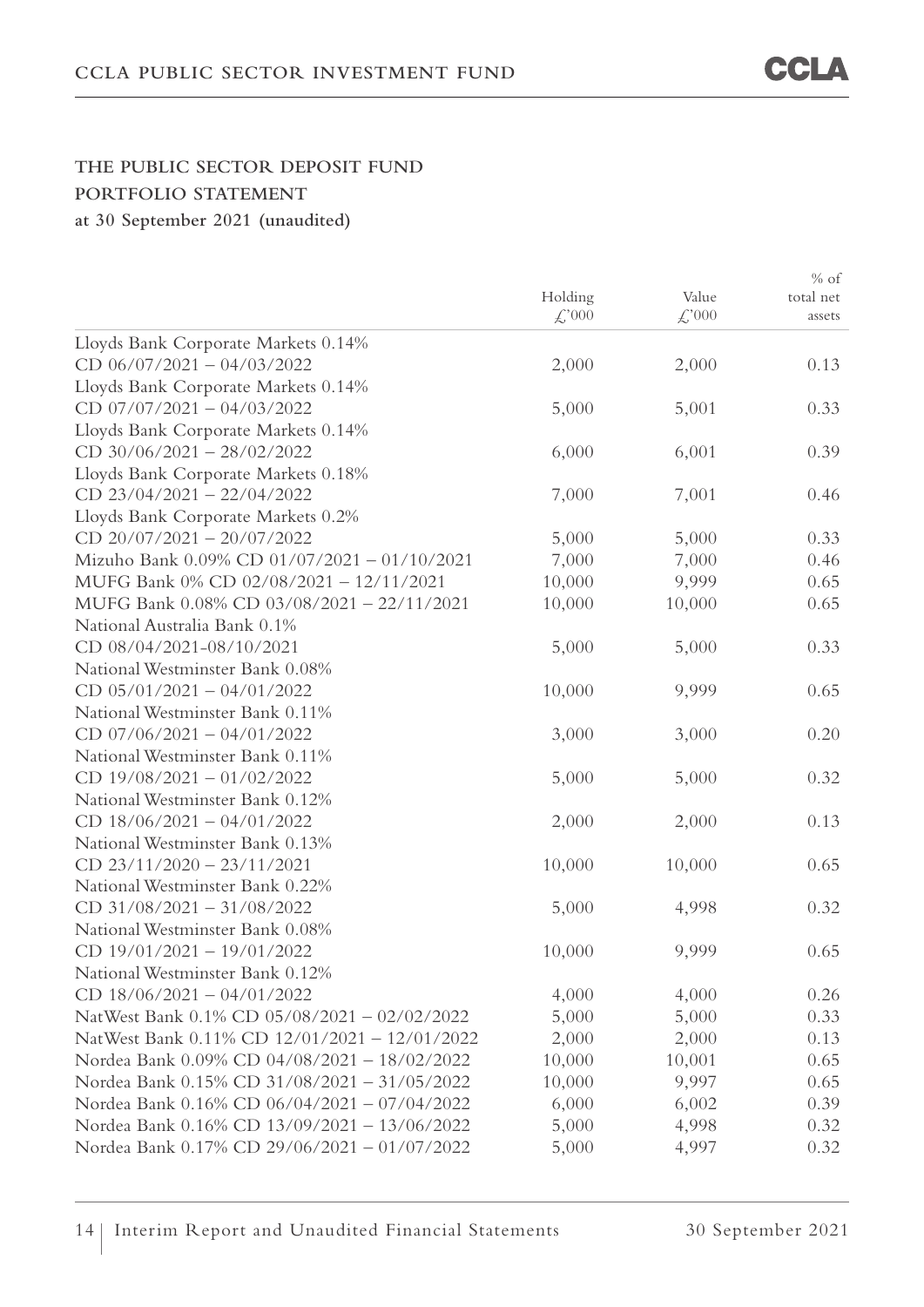## THE PUBLIC SECTOR DEPOSIT FUND
## PORTFOLIO STATEMENT
**at 30 September 2021 (unaudited)**

| | Holding £'000 | Value £'000 | % of total net assets |
|---|---|---|---|
| Lloyds Bank Corporate Markets 0.14% CD 06/07/2021 – 04/03/2022 | 2,000 | 2,000 | 0.13 |
| Lloyds Bank Corporate Markets 0.14% CD 07/07/2021 – 04/03/2022 | 5,000 | 5,001 | 0.33 |
| Lloyds Bank Corporate Markets 0.14% CD 30/06/2021 – 28/02/2022 | 6,000 | 6,001 | 0.39 |
| Lloyds Bank Corporate Markets 0.18% CD 23/04/2021 – 22/04/2022 | 7,000 | 7,001 | 0.46 |
| Lloyds Bank Corporate Markets 0.2% CD 20/07/2021 – 20/07/2022 | 5,000 | 5,000 | 0.33 |
| Mizuho Bank 0.09% CD 01/07/2021 – 01/10/2021 | 7,000 | 7,000 | 0.46 |
| MUFG Bank 0% CD 02/08/2021 – 12/11/2021 | 10,000 | 9,999 | 0.65 |
| MUFG Bank 0.08% CD 03/08/2021 – 22/11/2021 | 10,000 | 10,000 | 0.65 |
| National Australia Bank 0.1% CD 08/04/2021-08/10/2021 | 5,000 | 5,000 | 0.33 |
| National Westminster Bank 0.08% CD 05/01/2021 – 04/01/2022 | 10,000 | 9,999 | 0.65 |
| National Westminster Bank 0.11% CD 07/06/2021 – 04/01/2022 | 3,000 | 3,000 | 0.20 |
| National Westminster Bank 0.11% CD 19/08/2021 – 01/02/2022 | 5,000 | 5,000 | 0.32 |
| National Westminster Bank 0.12% CD 18/06/2021 – 04/01/2022 | 2,000 | 2,000 | 0.13 |
| National Westminster Bank 0.13% CD 23/11/2020 – 23/11/2021 | 10,000 | 10,000 | 0.65 |
| National Westminster Bank 0.22% CD 31/08/2021 – 31/08/2022 | 5,000 | 4,998 | 0.32 |
| National Westminster Bank 0.08% CD 19/01/2021 – 19/01/2022 | 10,000 | 9,999 | 0.65 |
| National Westminster Bank 0.12% CD 18/06/2021 – 04/01/2022 | 4,000 | 4,000 | 0.26 |
| NatWest Bank 0.1% CD 05/08/2021 – 02/02/2022 | 5,000 | 5,000 | 0.33 |
| NatWest Bank 0.11% CD 12/01/2021 – 12/01/2022 | 2,000 | 2,000 | 0.13 |
| Nordea Bank 0.09% CD 04/08/2021 – 18/02/2022 | 10,000 | 10,001 | 0.65 |
| Nordea Bank 0.15% CD 31/08/2021 – 31/05/2022 | 10,000 | 9,997 | 0.65 |
| Nordea Bank 0.16% CD 06/04/2021 – 07/04/2022 | 6,000 | 6,002 | 0.39 |
| Nordea Bank 0.16% CD 13/09/2021 – 13/06/2022 | 5,000 | 4,998 | 0.32 |
| Nordea Bank 0.17% CD 29/06/2021 – 01/07/2022 | 5,000 | 4,997 | 0.32 |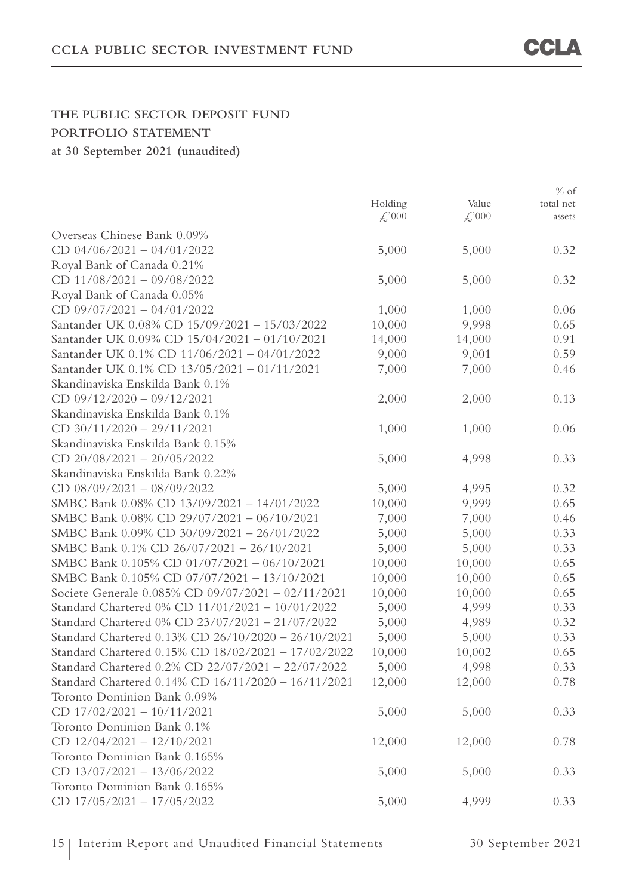## THE PUBLIC SECTOR DEPOSIT FUND

## PORTFOLIO STATEMENT

**at 30 September 2021 (unaudited)**

| | Holding £'000 | Value £'000 | % of total net assets |
|---|---|---|---|
| Overseas Chinese Bank 0.09% CD 04/06/2021 – 04/01/2022 | 5,000 | 5,000 | 0.32 |
| Royal Bank of Canada 0.21% CD 11/08/2021 – 09/08/2022 | 5,000 | 5,000 | 0.32 |
| Royal Bank of Canada 0.05% CD 09/07/2021 – 04/01/2022 | 1,000 | 1,000 | 0.06 |
| Santander UK 0.08% CD 15/09/2021 – 15/03/2022 | 10,000 | 9,998 | 0.65 |
| Santander UK 0.09% CD 15/04/2021 – 01/10/2021 | 14,000 | 14,000 | 0.91 |
| Santander UK 0.1% CD 11/06/2021 – 04/01/2022 | 9,000 | 9,001 | 0.59 |
| Santander UK 0.1% CD 13/05/2021 – 01/11/2021 | 7,000 | 7,000 | 0.46 |
| Skandinaviska Enskilda Bank 0.1% CD 09/12/2020 – 09/12/2021 | 2,000 | 2,000 | 0.13 |
| Skandinaviska Enskilda Bank 0.1% CD 30/11/2020 – 29/11/2021 | 1,000 | 1,000 | 0.06 |
| Skandinaviska Enskilda Bank 0.15% CD 20/08/2021 – 20/05/2022 | 5,000 | 4,998 | 0.33 |
| Skandinaviska Enskilda Bank 0.22% CD 08/09/2021 – 08/09/2022 | 5,000 | 4,995 | 0.32 |
| SMBC Bank 0.08% CD 13/09/2021 – 14/01/2022 | 10,000 | 9,999 | 0.65 |
| SMBC Bank 0.08% CD 29/07/2021 – 06/10/2021 | 7,000 | 7,000 | 0.46 |
| SMBC Bank 0.09% CD 30/09/2021 – 26/01/2022 | 5,000 | 5,000 | 0.33 |
| SMBC Bank 0.1% CD 26/07/2021 – 26/10/2021 | 5,000 | 5,000 | 0.33 |
| SMBC Bank 0.105% CD 01/07/2021 – 06/10/2021 | 10,000 | 10,000 | 0.65 |
| SMBC Bank 0.105% CD 07/07/2021 – 13/10/2021 | 10,000 | 10,000 | 0.65 |
| Societe Generale 0.085% CD 09/07/2021 – 02/11/2021 | 10,000 | 10,000 | 0.65 |
| Standard Chartered 0% CD 11/01/2021 – 10/01/2022 | 5,000 | 4,999 | 0.33 |
| Standard Chartered 0% CD 23/07/2021 – 21/07/2022 | 5,000 | 4,989 | 0.32 |
| Standard Chartered 0.13% CD 26/10/2020 – 26/10/2021 | 5,000 | 5,000 | 0.33 |
| Standard Chartered 0.15% CD 18/02/2021 – 17/02/2022 | 10,000 | 10,002 | 0.65 |
| Standard Chartered 0.2% CD 22/07/2021 – 22/07/2022 | 5,000 | 4,998 | 0.33 |
| Standard Chartered 0.14% CD 16/11/2020 – 16/11/2021 | 12,000 | 12,000 | 0.78 |
| Toronto Dominion Bank 0.09% CD 17/02/2021 – 10/11/2021 | 5,000 | 5,000 | 0.33 |
| Toronto Dominion Bank 0.1% CD 12/04/2021 – 12/10/2021 | 12,000 | 12,000 | 0.78 |
| Toronto Dominion Bank 0.165% CD 13/07/2021 – 13/06/2022 | 5,000 | 5,000 | 0.33 |
| Toronto Dominion Bank 0.165% CD 17/05/2021 – 17/05/2022 | 5,000 | 4,999 | 0.33 |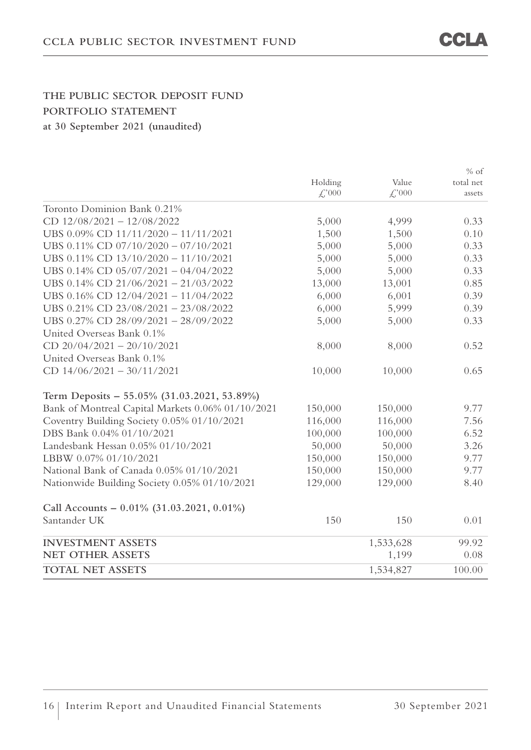## THE PUBLIC SECTOR DEPOSIT FUND
## PORTFOLIO STATEMENT
**at 30 September 2021 (unaudited)**

| | Holding £'000 | Value £'000 | % of total net assets |
|---|---|---|---|
| Toronto Dominion Bank 0.21% CD 12/08/2021 – 12/08/2022 | 5,000 | 4,999 | 0.33 |
| UBS 0.09% CD 11/11/2020 – 11/11/2021 | 1,500 | 1,500 | 0.10 |
| UBS 0.11% CD 07/10/2020 – 07/10/2021 | 5,000 | 5,000 | 0.33 |
| UBS 0.11% CD 13/10/2020 – 11/10/2021 | 5,000 | 5,000 | 0.33 |
| UBS 0.14% CD 05/07/2021 – 04/04/2022 | 5,000 | 5,000 | 0.33 |
| UBS 0.14% CD 21/06/2021 – 21/03/2022 | 13,000 | 13,001 | 0.85 |
| UBS 0.16% CD 12/04/2021 – 11/04/2022 | 6,000 | 6,001 | 0.39 |
| UBS 0.21% CD 23/08/2021 – 23/08/2022 | 6,000 | 5,999 | 0.39 |
| UBS 0.27% CD 28/09/2021 – 28/09/2022 | 5,000 | 5,000 | 0.33 |
| United Overseas Bank 0.1% CD 20/04/2021 – 20/10/2021 | 8,000 | 8,000 | 0.52 |
| United Overseas Bank 0.1% CD 14/06/2021 – 30/11/2021 | 10,000 | 10,000 | 0.65 |
| **Term Deposits – 55.05% (31.03.2021, 53.89%)** | | | |
| Bank of Montreal Capital Markets 0.06% 01/10/2021 | 150,000 | 150,000 | 9.77 |
| Coventry Building Society 0.05% 01/10/2021 | 116,000 | 116,000 | 7.56 |
| DBS Bank 0.04% 01/10/2021 | 100,000 | 100,000 | 6.52 |
| Landesbank Hessan 0.05% 01/10/2021 | 50,000 | 50,000 | 3.26 |
| LBBW 0.07% 01/10/2021 | 150,000 | 150,000 | 9.77 |
| National Bank of Canada 0.05% 01/10/2021 | 150,000 | 150,000 | 9.77 |
| Nationwide Building Society 0.05% 01/10/2021 | 129,000 | 129,000 | 8.40 |
| **Call Accounts – 0.01% (31.03.2021, 0.01%)** | | | |
| Santander UK | 150 | 150 | 0.01 |
| **INVESTMENT ASSETS** | | 1,533,628 | 99.92 |
| **NET OTHER ASSETS** | | 1,199 | 0.08 |
| **TOTAL NET ASSETS** | | 1,534,827 | 100.00 |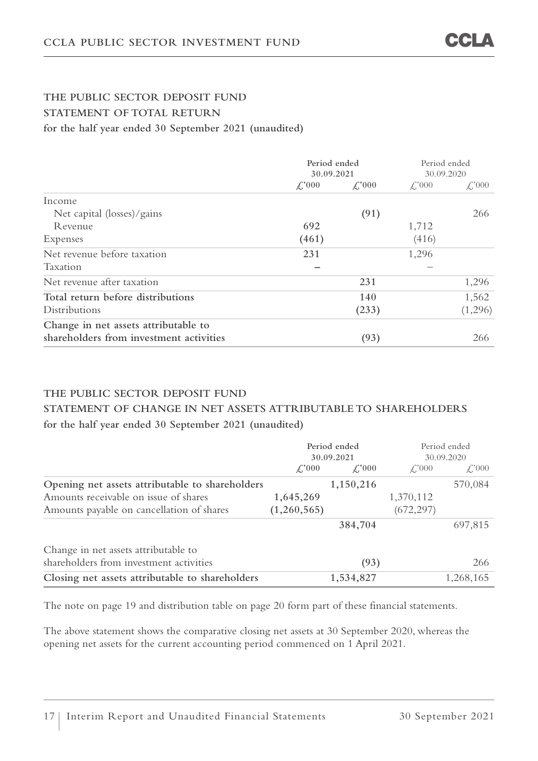## THE PUBLIC SECTOR DEPOSIT FUND

## STATEMENT OF TOTAL RETURN

**for the half year ended 30 September 2021 (unaudited)**

| | **Period ended 30.09.2021** | | Period ended 30.09.2020 | |
|---|---|---|---|---|
| | **£'000** | **£'000** | £'000 | £'000 |
| Income | | | | |
| Net capital (losses)/gains | | **(91)** | | 266 |
| Revenue | **692** | | 1,712 | |
| Expenses | **(461)** | | (416) | |
| Net revenue before taxation | **231** | | 1,296 | |
| Taxation | **–** | | – | |
| Net revenue after taxation | | **231** | | 1,296 |
| **Total return before distributions** | | **140** | | 1,562 |
| Distributions | | **(233)** | | (1,296) |
| **Change in net assets attributable to shareholders from investment activities** | | **(93)** | | 266 |

## THE PUBLIC SECTOR DEPOSIT FUND

## STATEMENT OF CHANGE IN NET ASSETS ATTRIBUTABLE TO SHAREHOLDERS

**for the half year ended 30 September 2021 (unaudited)**

| | **Period ended 30.09.2021** | | Period ended 30.09.2020 | |
|---|---|---|---|---|
| | **£'000** | **£'000** | £'000 | £'000 |
| **Opening net assets attributable to shareholders** | | **1,150,216** | | 570,084 |
| Amounts receivable on issue of shares | **1,645,269** | | 1,370,112 | |
| Amounts payable on cancellation of shares | **(1,260,565)** | | (672,297) | |
| | | **384,704** | | 697,815 |
| Change in net assets attributable to shareholders from investment activities | | **(93)** | | 266 |
| **Closing net assets attributable to shareholders** | | **1,534,827** | | 1,268,165 |

The note on page 19 and distribution table on page 20 form part of these financial statements.

The above statement shows the comparative closing net assets at 30 September 2020, whereas the opening net assets for the current accounting period commenced on 1 April 2021.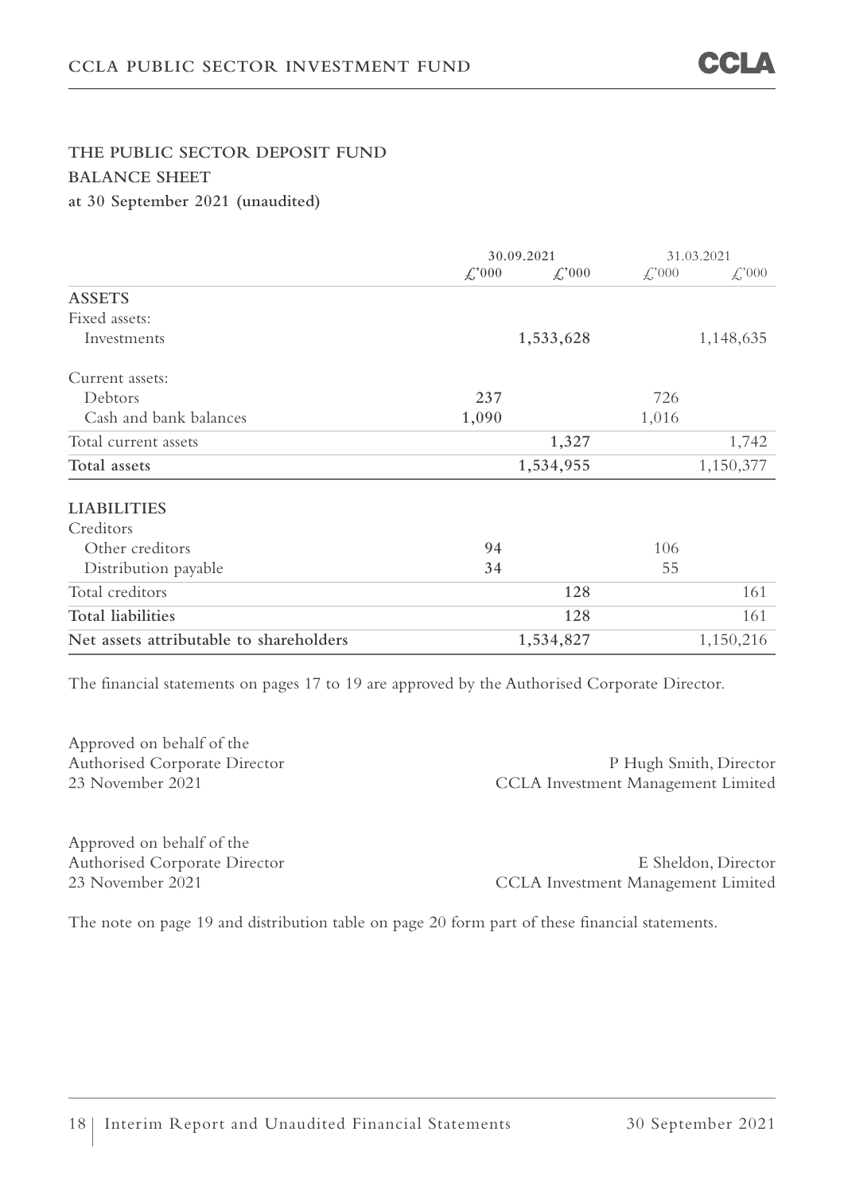# THE PUBLIC SECTOR DEPOSIT FUND

## BALANCE SHEET

**at 30 September 2021 (unaudited)**

| | 30.09.2021 | | 31.03.2021 | |
|---|---|---|---|---|
| | £'000 | £'000 | £'000 | £'000 |
| **ASSETS** | | | | |
| Fixed assets: | | | | |
| Investments | | **1,533,628** | | 1,148,635 |
| Current assets: | | | | |
| Debtors | **237** | | 726 | |
| Cash and bank balances | **1,090** | | 1,016 | |
| Total current assets | | **1,327** | | 1,742 |
| **Total assets** | | **1,534,955** | | 1,150,377 |
| **LIABILITIES** | | | | |
| Creditors | | | | |
| Other creditors | **94** | | 106 | |
| Distribution payable | **34** | | 55 | |
| Total creditors | | **128** | | 161 |
| **Total liabilities** | | **128** | | 161 |
| **Net assets attributable to shareholders** | | **1,534,827** | | 1,150,216 |

The financial statements on pages 17 to 19 are approved by the Authorised Corporate Director.

Approved on behalf of the
Authorised Corporate Director
23 November 2021

P Hugh Smith, Director
CCLA Investment Management Limited

Approved on behalf of the
Authorised Corporate Director
23 November 2021

E Sheldon, Director
CCLA Investment Management Limited

The note on page 19 and distribution table on page 20 form part of these financial statements.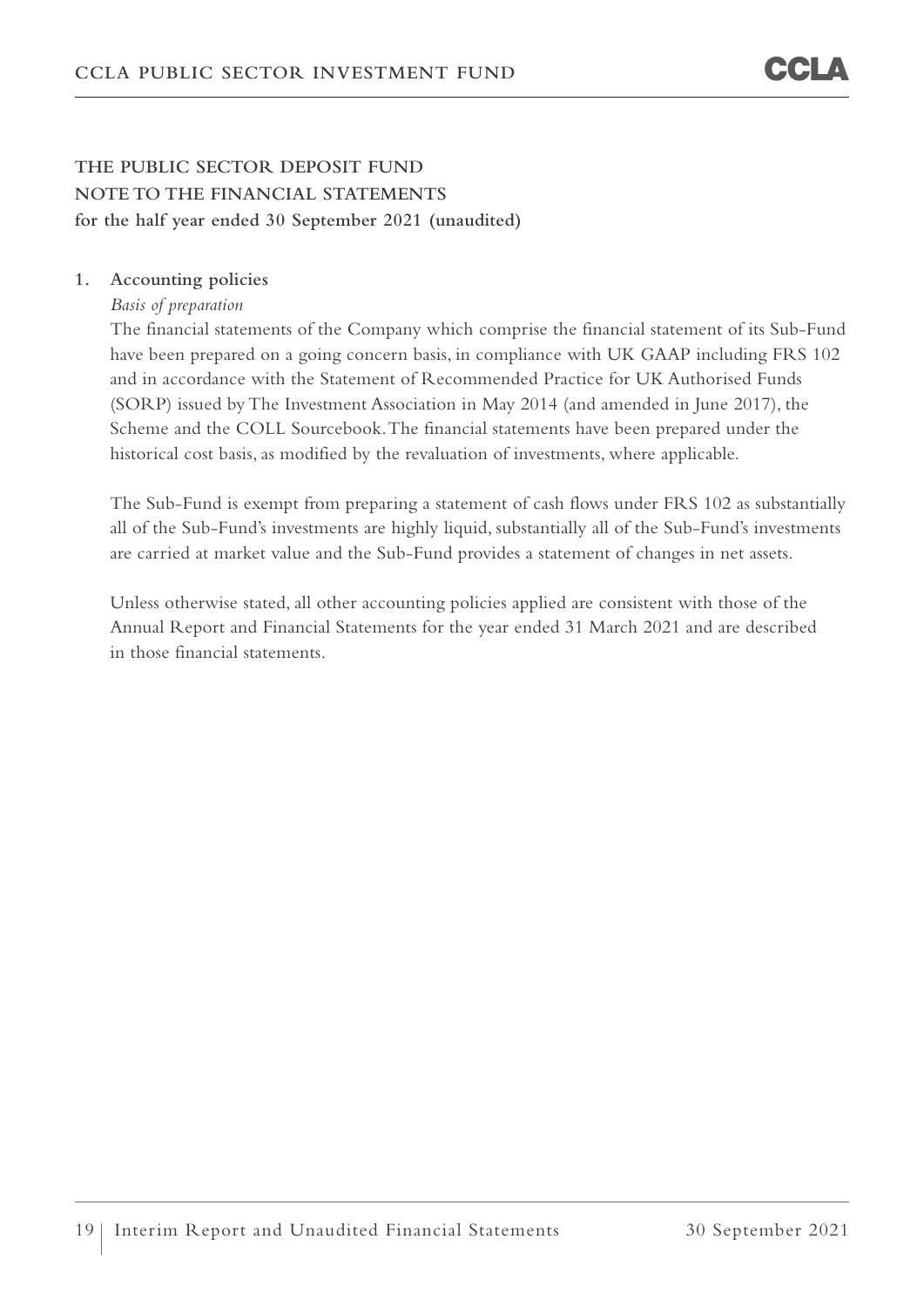# THE PUBLIC SECTOR DEPOSIT FUND
## NOTE TO THE FINANCIAL STATEMENTS
**for the half year ended 30 September 2021 (unaudited)**

**1. Accounting policies**

*Basis of preparation*

The financial statements of the Company which comprise the financial statement of its Sub-Fund have been prepared on a going concern basis, in compliance with UK GAAP including FRS 102 and in accordance with the Statement of Recommended Practice for UK Authorised Funds (SORP) issued by The Investment Association in May 2014 (and amended in June 2017), the Scheme and the COLL Sourcebook. The financial statements have been prepared under the historical cost basis, as modified by the revaluation of investments, where applicable.

The Sub-Fund is exempt from preparing a statement of cash flows under FRS 102 as substantially all of the Sub-Fund's investments are highly liquid, substantially all of the Sub-Fund's investments are carried at market value and the Sub-Fund provides a statement of changes in net assets.

Unless otherwise stated, all other accounting policies applied are consistent with those of the Annual Report and Financial Statements for the year ended 31 March 2021 and are described in those financial statements.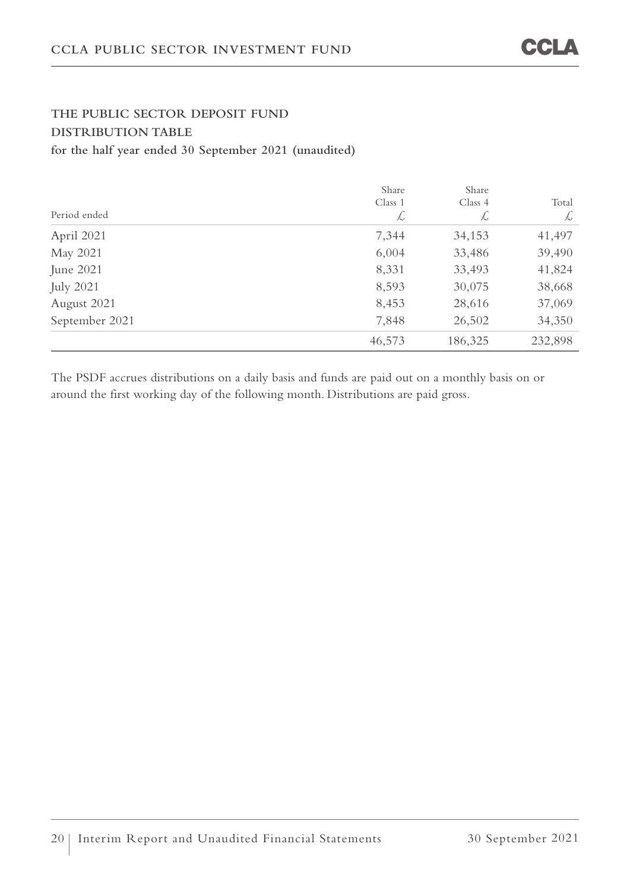## THE PUBLIC SECTOR DEPOSIT FUND

## DISTRIBUTION TABLE

**for the half year ended 30 September 2021 (unaudited)**

| Period ended | Share Class 1 £ | Share Class 4 £ | Total £ |
|---|---|---|---|
| April 2021 | 7,344 | 34,153 | 41,497 |
| May 2021 | 6,004 | 33,486 | 39,490 |
| June 2021 | 8,331 | 33,493 | 41,824 |
| July 2021 | 8,593 | 30,075 | 38,668 |
| August 2021 | 8,453 | 28,616 | 37,069 |
| September 2021 | 7,848 | 26,502 | 34,350 |
| | 46,573 | 186,325 | 232,898 |

The PSDF accrues distributions on a daily basis and funds are paid out on a monthly basis on or around the first working day of the following month. Distributions are paid gross.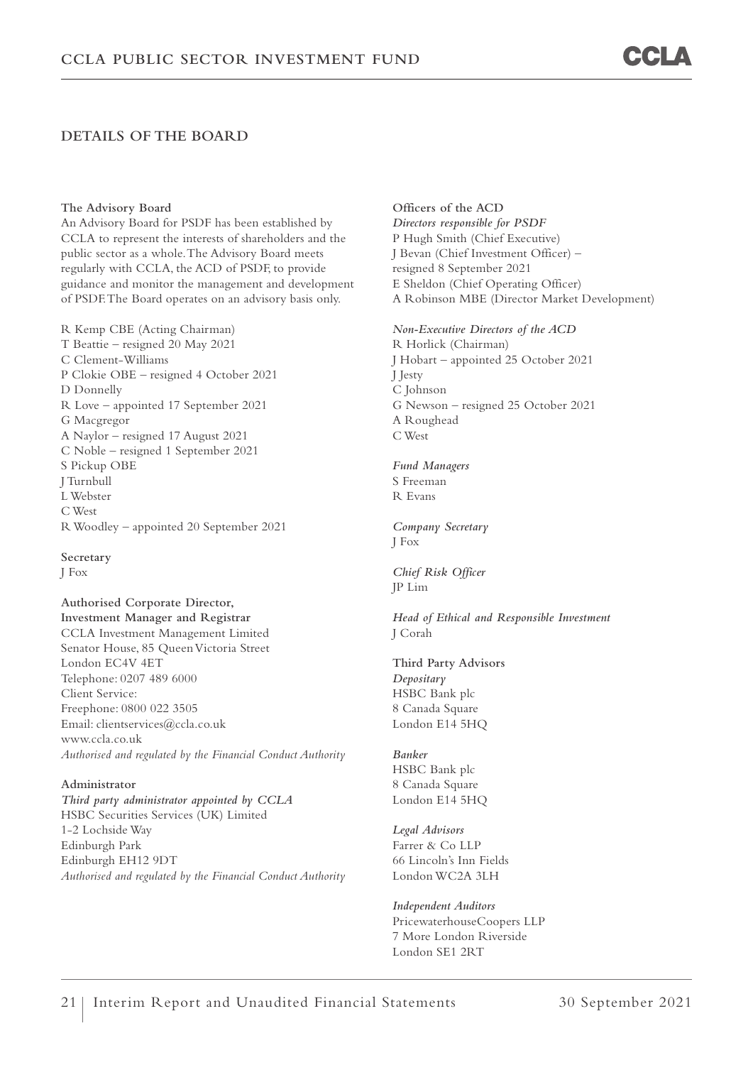## DETAILS OF THE BOARD

**The Advisory Board**

An Advisory Board for PSDF has been established by CCLA to represent the interests of shareholders and the public sector as a whole. The Advisory Board meets regularly with CCLA, the ACD of PSDF, to provide guidance and monitor the management and development of PSDF. The Board operates on an advisory basis only.

R Kemp CBE (Acting Chairman)
T Beattie – resigned 20 May 2021
C Clement-Williams
P Clokie OBE – resigned 4 October 2021
D Donnelly
R Love – appointed 17 September 2021
G Macgregor
A Naylor – resigned 17 August 2021
C Noble – resigned 1 September 2021
S Pickup OBE
J Turnbull
L Webster
C West
R Woodley – appointed 20 September 2021

**Secretary**

J Fox

**Authorised Corporate Director, Investment Manager and Registrar**

CCLA Investment Management Limited
Senator House, 85 Queen Victoria Street
London EC4V 4ET
Telephone: 0207 489 6000
Client Service:
Freephone: 0800 022 3505
Email: clientservices@ccla.co.uk
www.ccla.co.uk
*Authorised and regulated by the Financial Conduct Authority*

**Administrator**

*Third party administrator appointed by CCLA*
HSBC Securities Services (UK) Limited
1-2 Lochside Way
Edinburgh Park
Edinburgh EH12 9DT
*Authorised and regulated by the Financial Conduct Authority*

**Officers of the ACD**

*Directors responsible for PSDF*
P Hugh Smith (Chief Executive)
J Bevan (Chief Investment Officer) – resigned 8 September 2021
E Sheldon (Chief Operating Officer)
A Robinson MBE (Director Market Development)

*Non-Executive Directors of the ACD*
R Horlick (Chairman)
J Hobart – appointed 25 October 2021
J Jesty
C Johnson
G Newson – resigned 25 October 2021
A Roughead
C West

*Fund Managers*
S Freeman
R Evans

*Company Secretary*
J Fox

*Chief Risk Officer*
JP Lim

*Head of Ethical and Responsible Investment*
J Corah

**Third Party Advisors**

*Depositary*
HSBC Bank plc
8 Canada Square
London E14 5HQ

*Banker*
HSBC Bank plc
8 Canada Square
London E14 5HQ

*Legal Advisors*
Farrer & Co LLP
66 Lincoln's Inn Fields
London WC2A 3LH

*Independent Auditors*
PricewaterhouseCoopers LLP
7 More London Riverside
London SE1 2RT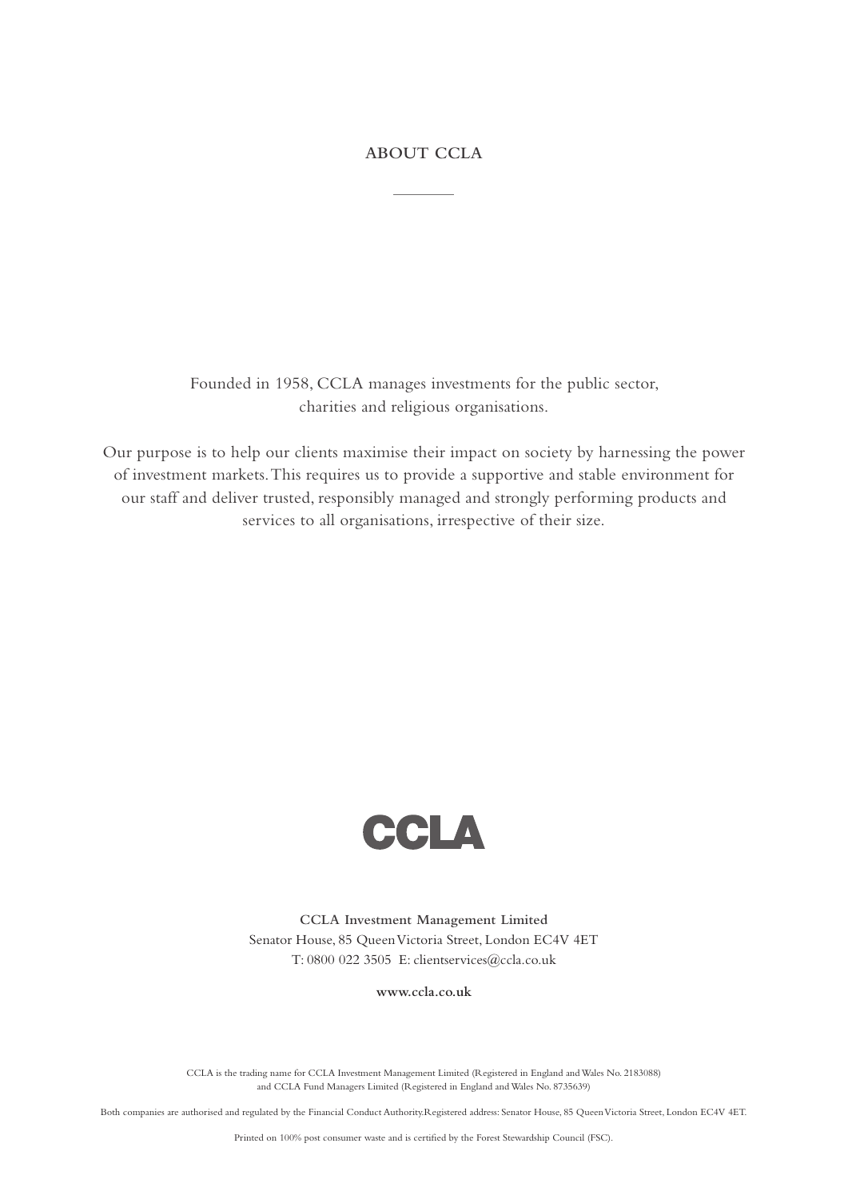## ABOUT CCLA

Founded in 1958, CCLA manages investments for the public sector, charities and religious organisations.

Our purpose is to help our clients maximise their impact on society by harnessing the power of investment markets. This requires us to provide a supportive and stable environment for our staff and deliver trusted, responsibly managed and strongly performing products and services to all organisations, irrespective of their size.

CCLA

**CCLA Investment Management Limited**
Senator House, 85 Queen Victoria Street, London EC4V 4ET
T: 0800 022 3505 E: clientservices@ccla.co.uk

**www.ccla.co.uk**

CCLA is the trading name for CCLA Investment Management Limited (Registered in England and Wales No. 2183088) and CCLA Fund Managers Limited (Registered in England and Wales No. 8735639)

Both companies are authorised and regulated by the Financial Conduct Authority. Registered address: Senator House, 85 Queen Victoria Street, London EC4V 4ET.

Printed on 100% post consumer waste and is certified by the Forest Stewardship Council (FSC).